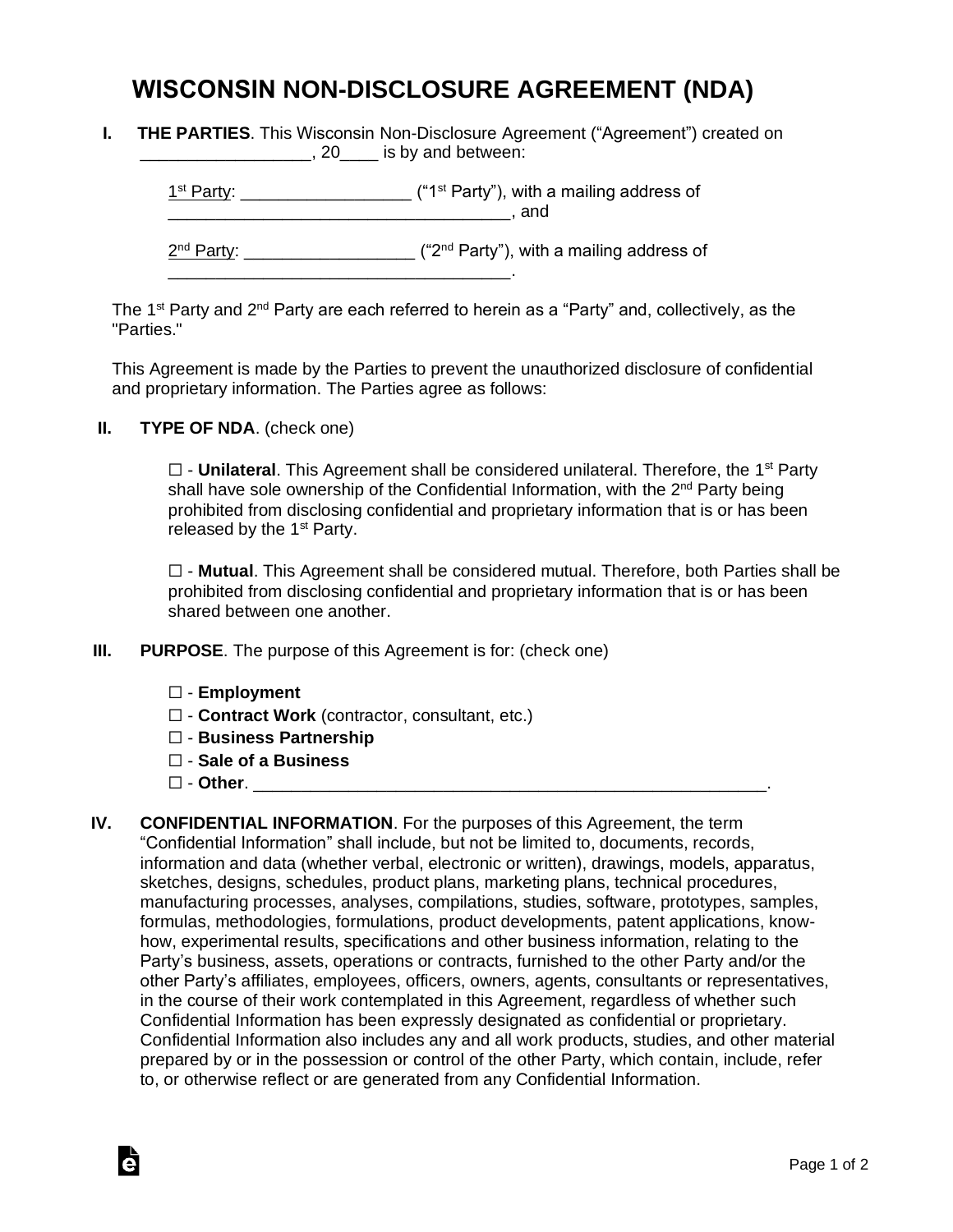# WISCONSIN NON-DISCLOSURE AGREEMENT (NDA)

**I. THE PARTIES**. This Wisconsin Non-Disclosure Agreement ("Agreement") created on __________________, 20____ is by and between:

1st Party: _________________ ("1st Party"), with a mailing address of ____________________________________, and

2nd Party: _________________ ("2nd Party"), with a mailing address of ____________________________________.

The 1st Party and 2nd Party are each referred to herein as a "Party" and, collectively, as the "Parties."

This Agreement is made by the Parties to prevent the unauthorized disclosure of confidential and proprietary information. The Parties agree as follows:

**II. TYPE OF NDA**. (check one)

☐ - **Unilateral**. This Agreement shall be considered unilateral. Therefore, the 1st Party shall have sole ownership of the Confidential Information, with the 2nd Party being prohibited from disclosing confidential and proprietary information that is or has been released by the 1st Party.

☐ - **Mutual**. This Agreement shall be considered mutual. Therefore, both Parties shall be prohibited from disclosing confidential and proprietary information that is or has been shared between one another.

**III. PURPOSE**. The purpose of this Agreement is for: (check one)

☐ - **Employment**
☐ - **Contract Work** (contractor, consultant, etc.)
☐ - **Business Partnership**
☐ - **Sale of a Business**
☐ - **Other**. _______________________________________________________.

**IV. CONFIDENTIAL INFORMATION**. For the purposes of this Agreement, the term "Confidential Information" shall include, but not be limited to, documents, records, information and data (whether verbal, electronic or written), drawings, models, apparatus, sketches, designs, schedules, product plans, marketing plans, technical procedures, manufacturing processes, analyses, compilations, studies, software, prototypes, samples, formulas, methodologies, formulations, product developments, patent applications, know-how, experimental results, specifications and other business information, relating to the Party's business, assets, operations or contracts, furnished to the other Party and/or the other Party's affiliates, employees, officers, owners, agents, consultants or representatives, in the course of their work contemplated in this Agreement, regardless of whether such Confidential Information has been expressly designated as confidential or proprietary. Confidential Information also includes any and all work products, studies, and other material prepared by or in the possession or control of the other Party, which contain, include, refer to, or otherwise reflect or are generated from any Confidential Information.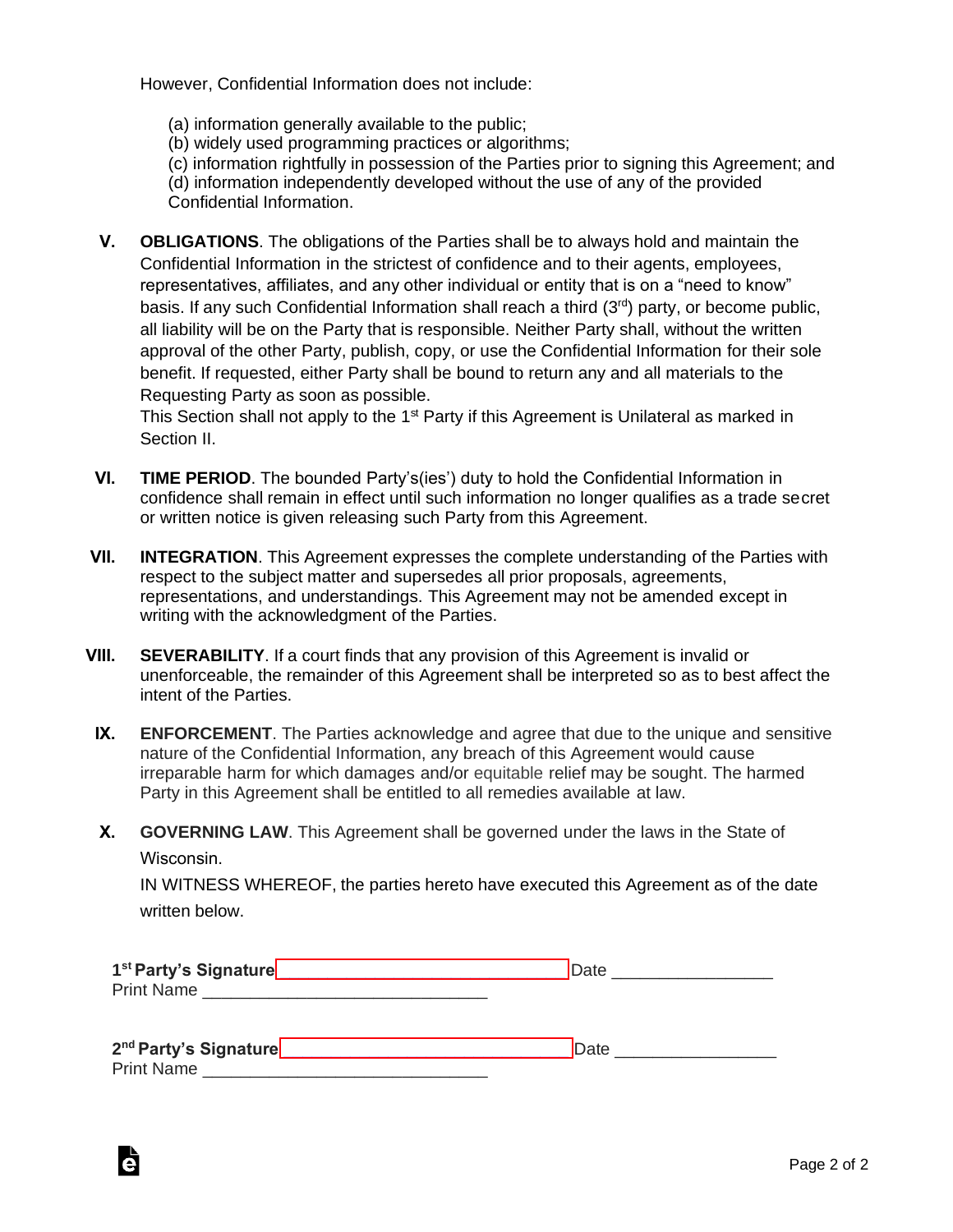However, Confidential Information does not include:

(a) information generally available to the public;
(b) widely used programming practices or algorithms;
(c) information rightfully in possession of the Parties prior to signing this Agreement; and
(d) information independently developed without the use of any of the provided Confidential Information.

**V. OBLIGATIONS**. The obligations of the Parties shall be to always hold and maintain the Confidential Information in the strictest of confidence and to their agents, employees, representatives, affiliates, and any other individual or entity that is on a "need to know" basis. If any such Confidential Information shall reach a third (3rd) party, or become public, all liability will be on the Party that is responsible. Neither Party shall, without the written approval of the other Party, publish, copy, or use the Confidential Information for their sole benefit. If requested, either Party shall be bound to return any and all materials to the Requesting Party as soon as possible.
This Section shall not apply to the 1st Party if this Agreement is Unilateral as marked in Section II.

**VI. TIME PERIOD**. The bounded Party's(ies') duty to hold the Confidential Information in confidence shall remain in effect until such information no longer qualifies as a trade secret or written notice is given releasing such Party from this Agreement.

**VII. INTEGRATION**. This Agreement expresses the complete understanding of the Parties with respect to the subject matter and supersedes all prior proposals, agreements, representations, and understandings. This Agreement may not be amended except in writing with the acknowledgment of the Parties.

**VIII. SEVERABILITY**. If a court finds that any provision of this Agreement is invalid or unenforceable, the remainder of this Agreement shall be interpreted so as to best affect the intent of the Parties.

**IX. ENFORCEMENT**. The Parties acknowledge and agree that due to the unique and sensitive nature of the Confidential Information, any breach of this Agreement would cause irreparable harm for which damages and/or equitable relief may be sought. The harmed Party in this Agreement shall be entitled to all remedies available at law.

**X. GOVERNING LAW**. This Agreement shall be governed under the laws in the State of Wisconsin.

IN WITNESS WHEREOF, the parties hereto have executed this Agreement as of the date written below.

**1st Party's Signature** ________________________________ Date ________________
Print Name ________________________________

**2nd Party's Signature** ________________________________ Date ________________
Print Name ________________________________